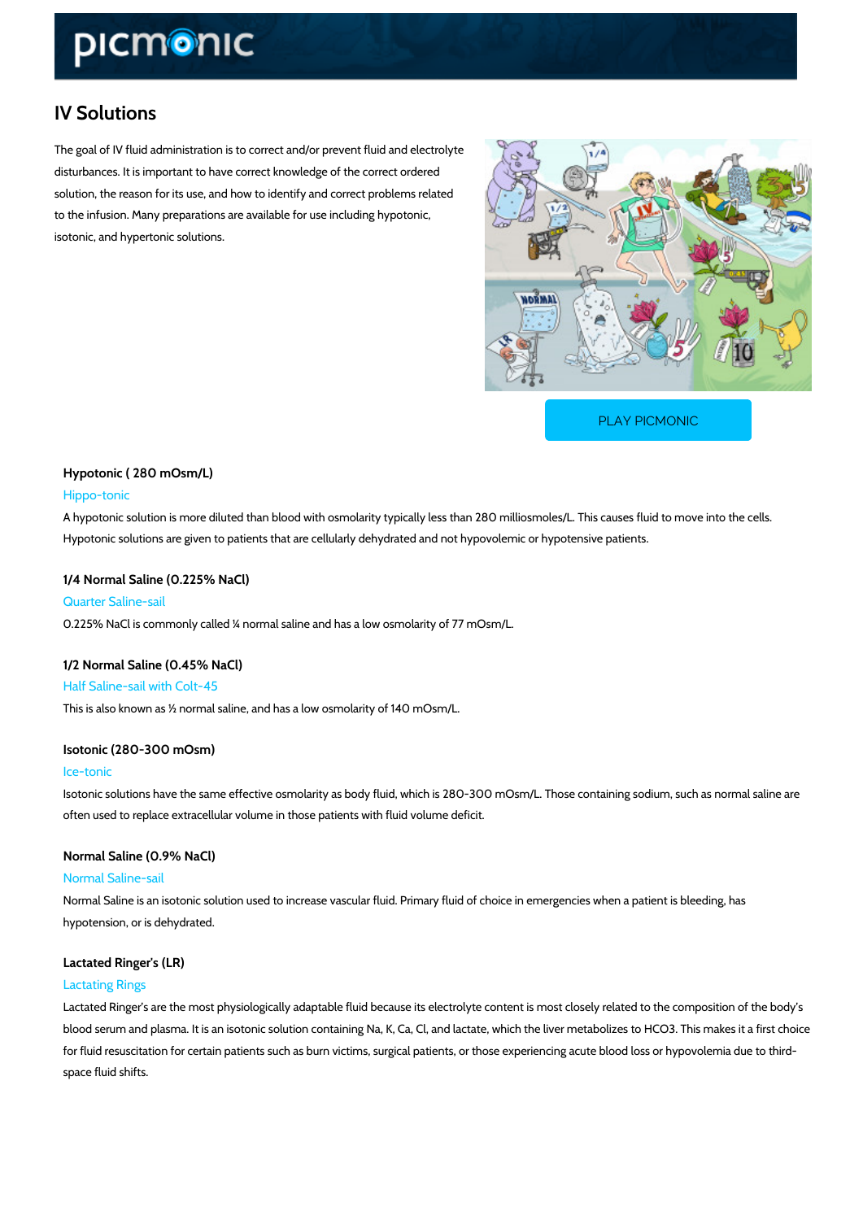# IV Solutions

The goal of IV fluid administration is to correct and/or prevent fluid and electrolyte disturbances. It is important to have correct knowledge of the correct ordered solution, the reason for its use, and how to identify and correct problems related to the infusion. Many preparations are available for use including hypotonic, isotonic, and hypertonic solutions.

PLAY PICMONIC

### Hypotonic ( 280 mOsm/L)

Hippo-tonic

A hypotonic solution is more diluted than blood with osmolarity typically less than 280 milliosmoles/L. This causes fluid to move into the cells. Hypotonic solutions are given to patients that are cellularly dehydrated and not hypovolemic or hypotensive patients.

### 1/4 Normal Saline (0.225% NaCl)

Quarter Saline-sail

0.225% NaCl is commonly called ¼ normal saline and has a low osmolarity of 77 mOsm/L.

### 1/2 Normal Saline (0.45% NaCl)

Half Saline-sail with Colt-45

This is also known as ½ normal saline, and has a low osmolarity of 140 mOsm/L.

### Isotonic (280-300 mOsm)

Ice-tonic

Isotonic solutions have the same effective osmolarity as body fluid, which is 280-300 mOsm/L. Those containing sodium, such as normal saline are often used to replace extracellular volume in those patients with fluid volume deficit.

### Normal Saline (0.9% NaCl)

Normal Saline-sail

Normal Saline is an isotonic solution used to increase vascular fluid. Primary fluid of choice in emergencies when a patient is bleeding, has hypotension, or is dehydrated.

### Lactated Ringer's (LR)

Lactating Rings

Lactated Ringer's are the most physiologically adaptable fluid because its electrolyte content is most closely related to the composition of the body's blood serum and plasma. It is an isotonic solution containing Na, K, Ca, Cl, and lactate, which the liver metabolizes to $HCO_3$. This makes it a first choice for fluid resuscitation for certain patients such as burn victims, surgical patients, or those experiencing acute blood loss or hypovolemia due to third-space fluid shifts.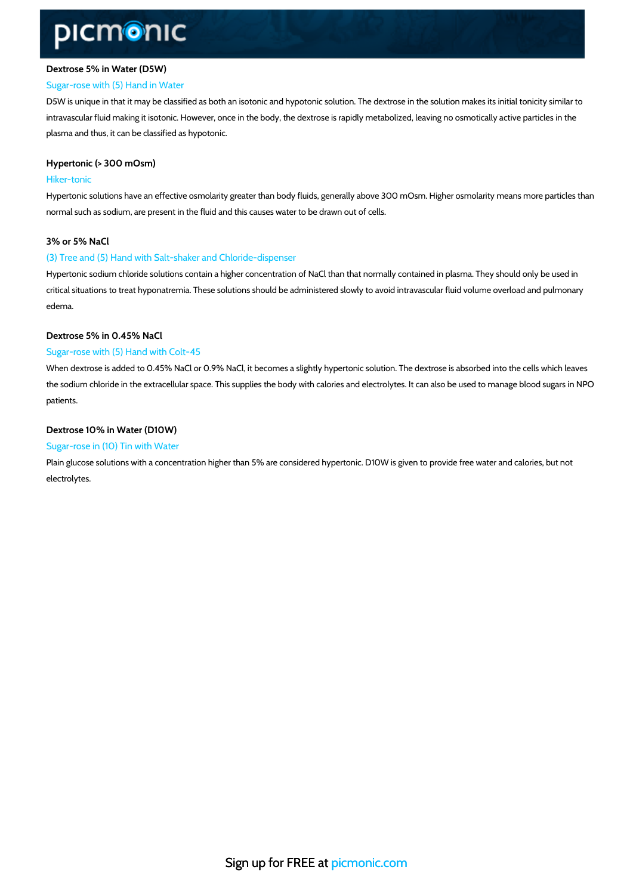### Dextrose 5% in Water (D5W)

Sugar-rose with (5) Hand in Water

D5W is unique in that it may be classified as both an isotonic and hypotonic solution. The dextrose in the solution makes its initial tonicity similar to intravascular fluid making it isotonic. However, once in the body, the dextrose is rapidly metabolized, leaving no osmotically active particles in the plasma and thus, it can be classified as hypotonic.

### Hypertonic (> 300 mOsm)

Hiker-tonic

Hypertonic solutions have an effective osmolarity greater than body fluids, generally above 300 mOsm. Higher osmolarity means more particles than normal such as sodium, are present in the fluid and this causes water to be drawn out of cells.

### 3% or 5% NaCl

(3) Tree and (5) Hand with Salt-shaker and Chloride-dispenser

Hypertonic sodium chloride solutions contain a higher concentration of NaCl than that normally contained in plasma. They should only be used in critical situations to treat hyponatremia. These solutions should be administered slowly to avoid intravascular fluid volume overload and pulmonary edema.

### Dextrose 5% in 0.45% NaCl

Sugar-rose with (5) Hand with Colt-45

When dextrose is added to 0.45% NaCl or 0.9% NaCl, it becomes a slightly hypertonic solution. The dextrose is absorbed into the cells which leaves the sodium chloride in the extracellular space. This supplies the body with calories and electrolytes. It can also be used to manage blood sugars in NPO patients.

### Dextrose 10% in Water (D10W)

Sugar-rose in (10) Tin with Water

Plain glucose solutions with a concentration higher than 5% are considered hypertonic. D10W is given to provide free water and calories, but not electrolytes.